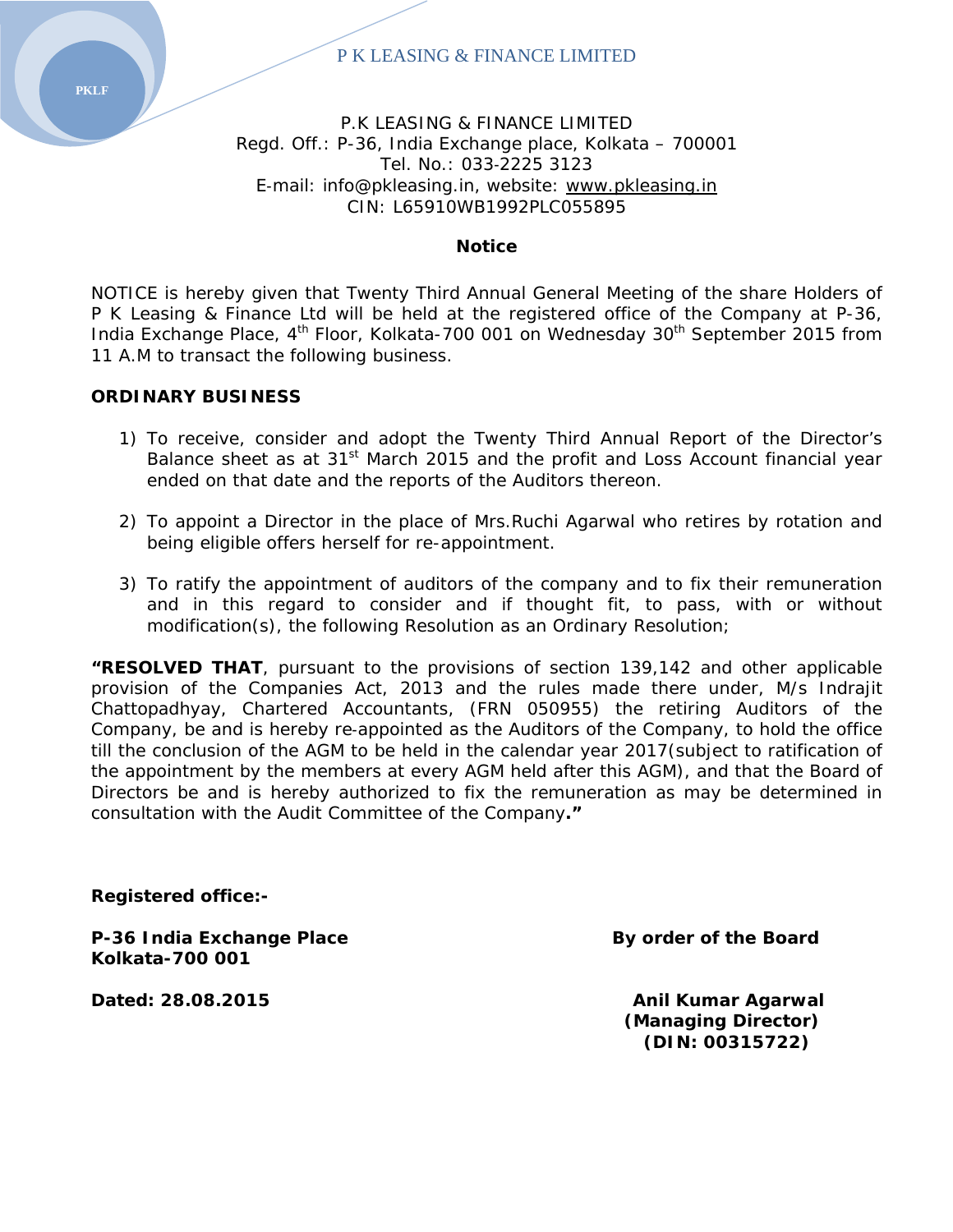P K LEASING & FINANCE LIMITED

P.K LEASING & FINANCE LIMITED
Regd. Off.: P-36, India Exchange place, Kolkata – 700001
Tel. No.: 033-2225 3123
E-mail: info@pkleasing.in, website: www.pkleasing.in
CIN: L65910WB1992PLC055895

## Notice

NOTICE is hereby given that Twenty Third Annual General Meeting of the share Holders of P K Leasing & Finance Ltd will be held at the registered office of the Company at P-36, India Exchange Place, 4th Floor, Kolkata-700 001 on Wednesday 30th September 2015 from 11 A.M to transact the following business.

**ORDINARY BUSINESS**

1) To receive, consider and adopt the Twenty Third Annual Report of the Director's Balance sheet as at 31st March 2015 and the profit and Loss Account financial year ended on that date and the reports of the Auditors thereon.

2) To appoint a Director in the place of Mrs.Ruchi Agarwal who retires by rotation and being eligible offers herself for re-appointment.

3) To ratify the appointment of auditors of the company and to fix their remuneration and in this regard to consider and if thought fit, to pass, with or without modification(s), the following Resolution as an Ordinary Resolution;

**"RESOLVED THAT**, pursuant to the provisions of section 139,142 and other applicable provision of the Companies Act, 2013 and the rules made there under, M/s Indrajit Chattopadhyay, Chartered Accountants, (FRN 050955) the retiring Auditors of the Company, be and is hereby re-appointed as the Auditors of the Company, to hold the office till the conclusion of the AGM to be held in the calendar year 2017(subject to ratification of the appointment by the members at every AGM held after this AGM), and that the Board of Directors be and is hereby authorized to fix the remuneration as may be determined in consultation with the Audit Committee of the Company**."**

**Registered office:-**

**P-36 India Exchange Place**
**Kolkata-700 001**

**By order of the Board**

**Dated: 28.08.2015**

**Anil Kumar Agarwal**
**(Managing Director)**
**(DIN: 00315722)**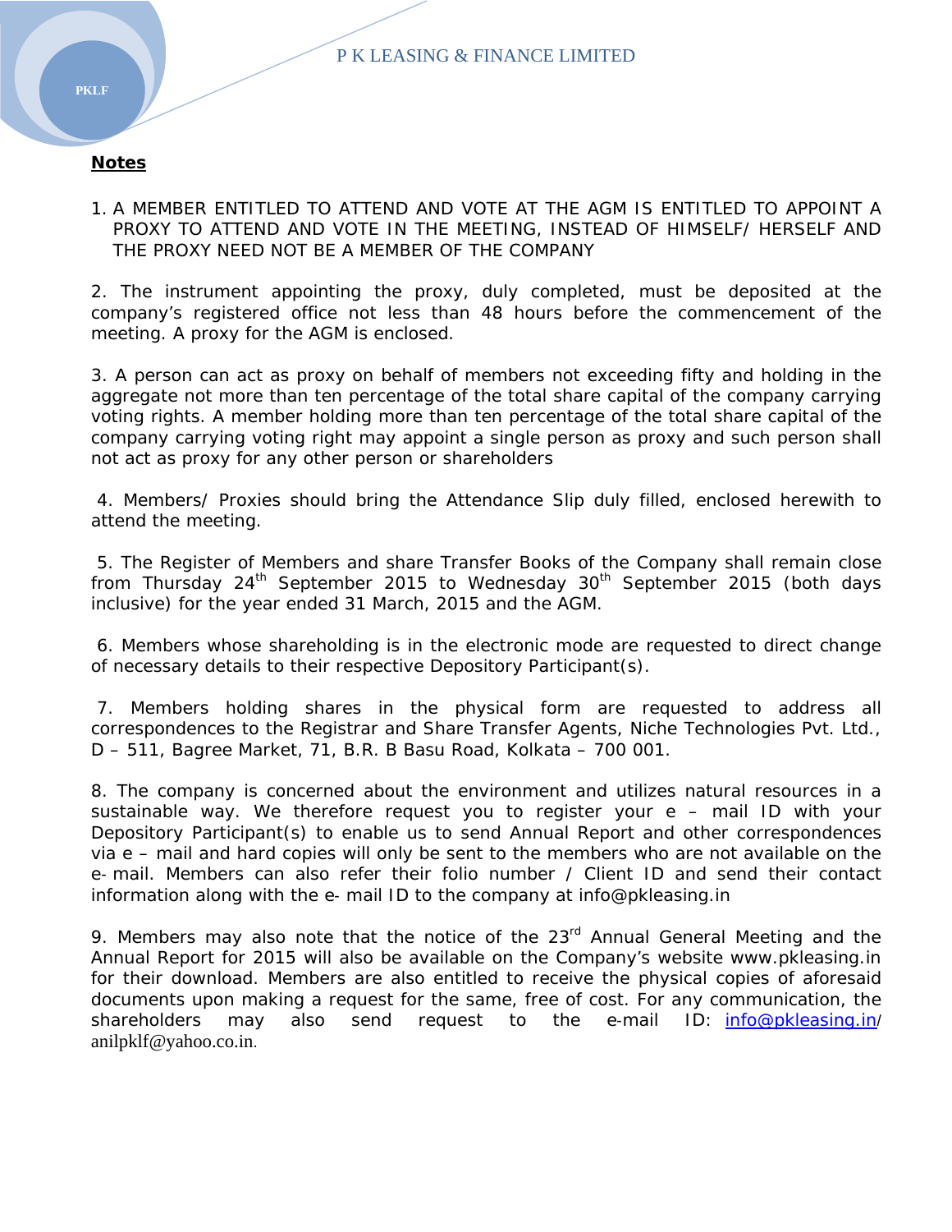## Notes

1. A MEMBER ENTITLED TO ATTEND AND VOTE AT THE AGM IS ENTITLED TO APPOINT A PROXY TO ATTEND AND VOTE IN THE MEETING, INSTEAD OF HIMSELF/ HERSELF AND THE PROXY NEED NOT BE A MEMBER OF THE COMPANY

2. The instrument appointing the proxy, duly completed, must be deposited at the company's registered office not less than 48 hours before the commencement of the meeting. A proxy for the AGM is enclosed.

3. A person can act as proxy on behalf of members not exceeding fifty and holding in the aggregate not more than ten percentage of the total share capital of the company carrying voting rights. A member holding more than ten percentage of the total share capital of the company carrying voting right may appoint a single person as proxy and such person shall not act as proxy for any other person or shareholders

4. Members/ Proxies should bring the Attendance Slip duly filled, enclosed herewith to attend the meeting.

5. The Register of Members and share Transfer Books of the Company shall remain close from Thursday 24th September 2015 to Wednesday 30th September 2015 (both days inclusive) for the year ended 31 March, 2015 and the AGM.

6. Members whose shareholding is in the electronic mode are requested to direct change of necessary details to their respective Depository Participant(s).

7. Members holding shares in the physical form are requested to address all correspondences to the Registrar and Share Transfer Agents, Niche Technologies Pvt. Ltd., D – 511, Bagree Market, 71, B.R. B Basu Road, Kolkata – 700 001.

8. The company is concerned about the environment and utilizes natural resources in a sustainable way. We therefore request you to register your e – mail ID with your Depository Participant(s) to enable us to send Annual Report and other correspondences via e – mail and hard copies will only be sent to the members who are not available on the e- mail. Members can also refer their folio number / Client ID and send their contact information along with the e- mail ID to the company at info@pkleasing.in

9. Members may also note that the notice of the 23rd Annual General Meeting and the Annual Report for 2015 will also be available on the Company's website www.pkleasing.in for their download. Members are also entitled to receive the physical copies of aforesaid documents upon making a request for the same, free of cost. For any communication, the shareholders may also send request to the e-mail ID: info@pkleasing.in/ anilpklf@yahoo.co.in.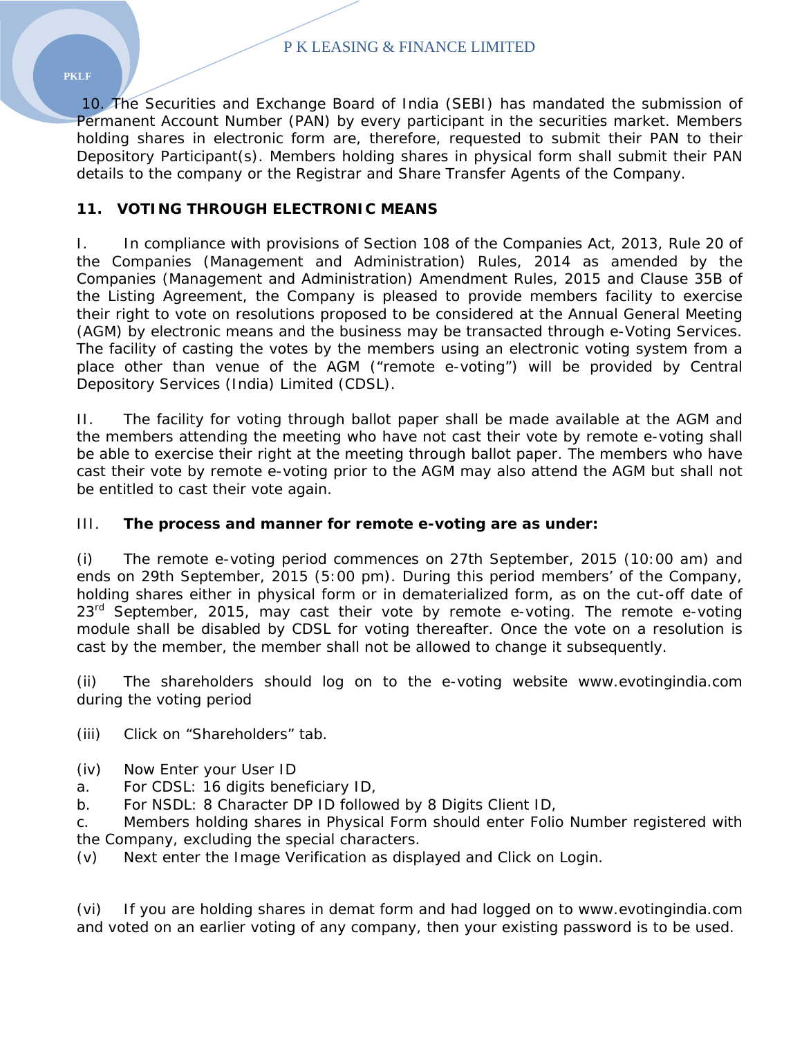10. The Securities and Exchange Board of India (SEBI) has mandated the submission of Permanent Account Number (PAN) by every participant in the securities market. Members holding shares in electronic form are, therefore, requested to submit their PAN to their Depository Participant(s). Members holding shares in physical form shall submit their PAN details to the company or the Registrar and Share Transfer Agents of the Company.

**11. VOTING THROUGH ELECTRONIC MEANS**

I. In compliance with provisions of Section 108 of the Companies Act, 2013, Rule 20 of the Companies (Management and Administration) Rules, 2014 as amended by the Companies (Management and Administration) Amendment Rules, 2015 and Clause 35B of the Listing Agreement, the Company is pleased to provide members facility to exercise their right to vote on resolutions proposed to be considered at the Annual General Meeting (AGM) by electronic means and the business may be transacted through e-Voting Services. The facility of casting the votes by the members using an electronic voting system from a place other than venue of the AGM ("remote e-voting") will be provided by Central Depository Services (India) Limited (CDSL).

II. The facility for voting through ballot paper shall be made available at the AGM and the members attending the meeting who have not cast their vote by remote e-voting shall be able to exercise their right at the meeting through ballot paper. The members who have cast their vote by remote e-voting prior to the AGM may also attend the AGM but shall not be entitled to cast their vote again.

III. **The process and manner for remote e-voting are as under:**

(i) The remote e-voting period commences on 27th September, 2015 (10:00 am) and ends on 29th September, 2015 (5:00 pm). During this period members' of the Company, holding shares either in physical form or in dematerialized form, as on the cut-off date of 23rd September, 2015, may cast their vote by remote e-voting. The remote e-voting module shall be disabled by CDSL for voting thereafter. Once the vote on a resolution is cast by the member, the member shall not be allowed to change it subsequently.

(ii) The shareholders should log on to the e-voting website www.evotingindia.com during the voting period

(iii) Click on "Shareholders" tab.

(iv) Now Enter your User ID

a. For CDSL: 16 digits beneficiary ID,

b. For NSDL: 8 Character DP ID followed by 8 Digits Client ID,

c. Members holding shares in Physical Form should enter Folio Number registered with the Company, excluding the special characters.

(v) Next enter the Image Verification as displayed and Click on Login.

(vi) If you are holding shares in demat form and had logged on to www.evotingindia.com and voted on an earlier voting of any company, then your existing password is to be used.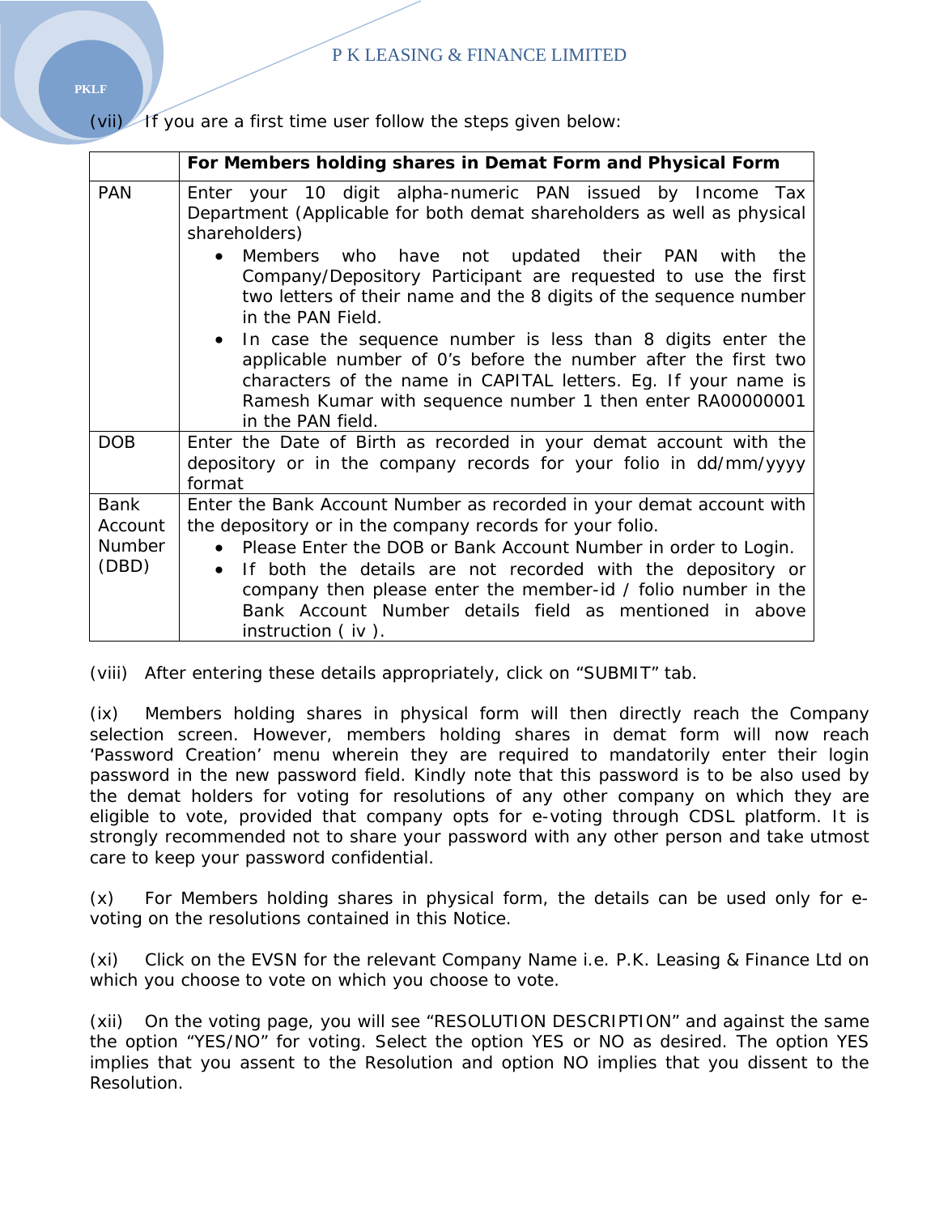(vii) If you are a first time user follow the steps given below:

| | For Members holding shares in Demat Form and Physical Form |
|---|---|
| PAN | Enter your 10 digit alpha-numeric PAN issued by Income Tax Department (Applicable for both demat shareholders as well as physical shareholders)<br>• Members who have not updated their PAN with the Company/Depository Participant are requested to use the first two letters of their name and the 8 digits of the sequence number in the PAN Field.<br>• In case the sequence number is less than 8 digits enter the applicable number of 0's before the number after the first two characters of the name in CAPITAL letters. Eg. If your name is Ramesh Kumar with sequence number 1 then enter RA00000001 in the PAN field. |
| DOB | Enter the Date of Birth as recorded in your demat account with the depository or in the company records for your folio in dd/mm/yyyy format |
| Bank Account Number (DBD) | Enter the Bank Account Number as recorded in your demat account with the depository or in the company records for your folio.<br>• Please Enter the DOB or Bank Account Number in order to Login.<br>• If both the details are not recorded with the depository or company then please enter the member-id / folio number in the Bank Account Number details field as mentioned in above instruction ( iv ). |

(viii) After entering these details appropriately, click on "SUBMIT" tab.

(ix) Members holding shares in physical form will then directly reach the Company selection screen. However, members holding shares in demat form will now reach 'Password Creation' menu wherein they are required to mandatorily enter their login password in the new password field. Kindly note that this password is to be also used by the demat holders for voting for resolutions of any other company on which they are eligible to vote, provided that company opts for e-voting through CDSL platform. It is strongly recommended not to share your password with any other person and take utmost care to keep your password confidential.

(x) For Members holding shares in physical form, the details can be used only for e-voting on the resolutions contained in this Notice.

(xi) Click on the EVSN for the relevant Company Name i.e. P.K. Leasing & Finance Ltd on which you choose to vote on which you choose to vote.

(xii) On the voting page, you will see "RESOLUTION DESCRIPTION" and against the same the option "YES/NO" for voting. Select the option YES or NO as desired. The option YES implies that you assent to the Resolution and option NO implies that you dissent to the Resolution.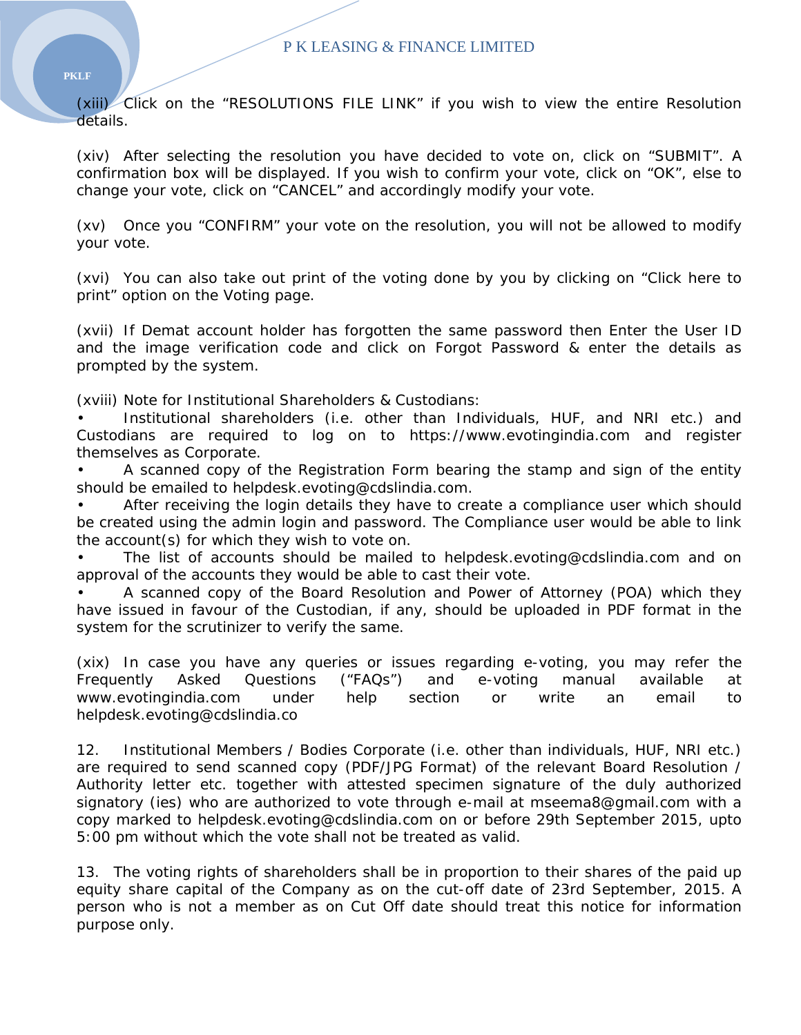(xiii) Click on the "RESOLUTIONS FILE LINK" if you wish to view the entire Resolution details.

(xiv) After selecting the resolution you have decided to vote on, click on "SUBMIT". A confirmation box will be displayed. If you wish to confirm your vote, click on "OK", else to change your vote, click on "CANCEL" and accordingly modify your vote.

(xv) Once you "CONFIRM" your vote on the resolution, you will not be allowed to modify your vote.

(xvi) You can also take out print of the voting done by you by clicking on "Click here to print" option on the Voting page.

(xvii) If Demat account holder has forgotten the same password then Enter the User ID and the image verification code and click on Forgot Password & enter the details as prompted by the system.

(xviii) Note for Institutional Shareholders & Custodians:

- Institutional shareholders (i.e. other than Individuals, HUF, and NRI etc.) and Custodians are required to log on to https://www.evotingindia.com and register themselves as Corporate.
- A scanned copy of the Registration Form bearing the stamp and sign of the entity should be emailed to helpdesk.evoting@cdslindia.com.
- After receiving the login details they have to create a compliance user which should be created using the admin login and password. The Compliance user would be able to link the account(s) for which they wish to vote on.
- The list of accounts should be mailed to helpdesk.evoting@cdslindia.com and on approval of the accounts they would be able to cast their vote.
- A scanned copy of the Board Resolution and Power of Attorney (POA) which they have issued in favour of the Custodian, if any, should be uploaded in PDF format in the system for the scrutinizer to verify the same.

(xix) In case you have any queries or issues regarding e-voting, you may refer the Frequently Asked Questions ("FAQs") and e-voting manual available at www.evotingindia.com under help section or write an email to helpdesk.evoting@cdslindia.co

12. Institutional Members / Bodies Corporate (i.e. other than individuals, HUF, NRI etc.) are required to send scanned copy (PDF/JPG Format) of the relevant Board Resolution / Authority letter etc. together with attested specimen signature of the duly authorized signatory (ies) who are authorized to vote through e-mail at mseema8@gmail.com with a copy marked to helpdesk.evoting@cdslindia.com on or before 29th September 2015, upto 5:00 pm without which the vote shall not be treated as valid.

13. The voting rights of shareholders shall be in proportion to their shares of the paid up equity share capital of the Company as on the cut-off date of 23rd September, 2015. A person who is not a member as on Cut Off date should treat this notice for information purpose only.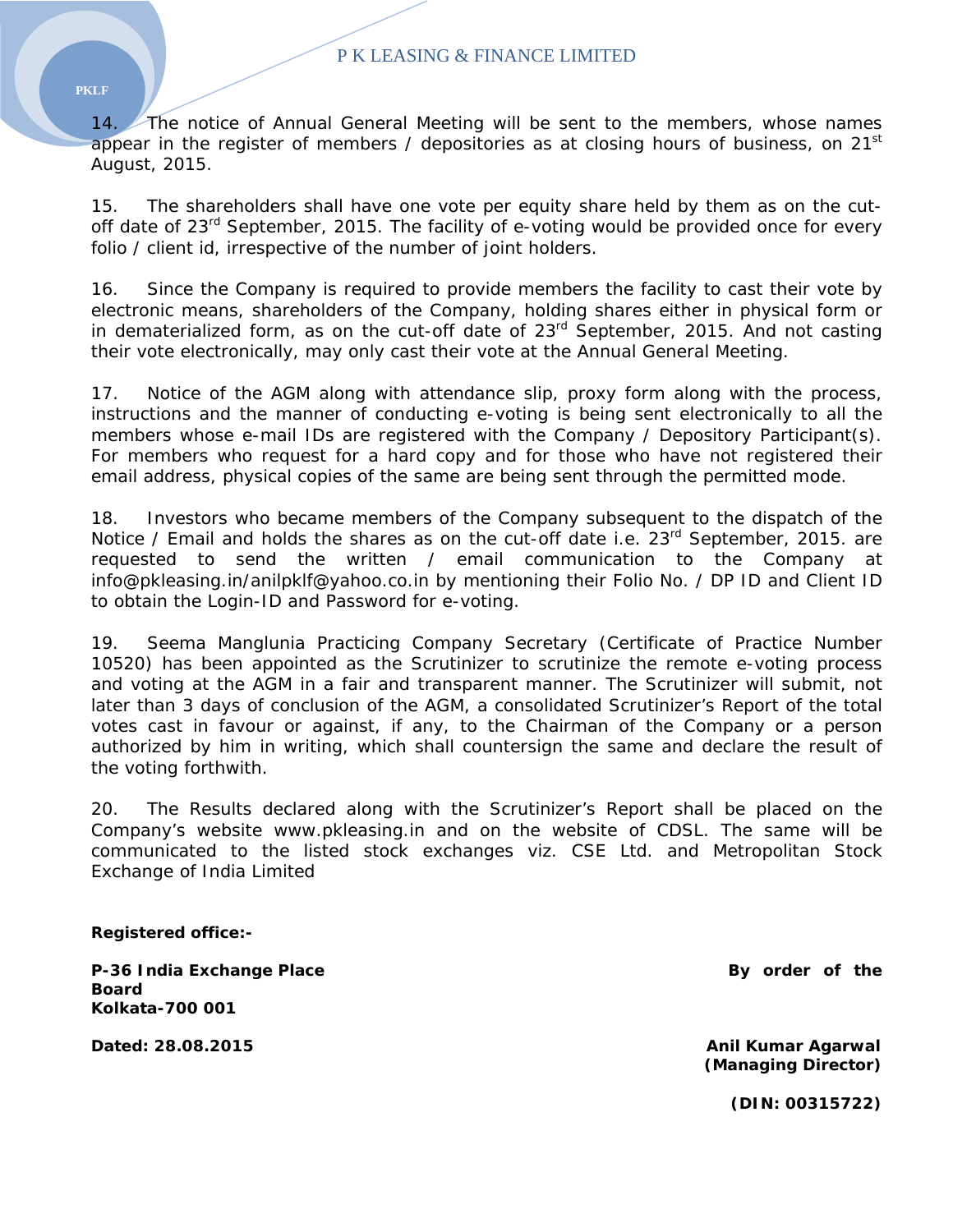14. The notice of Annual General Meeting will be sent to the members, whose names appear in the register of members / depositories as at closing hours of business, on 21st August, 2015.

15. The shareholders shall have one vote per equity share held by them as on the cut-off date of 23rd September, 2015. The facility of e-voting would be provided once for every folio / client id, irrespective of the number of joint holders.

16. Since the Company is required to provide members the facility to cast their vote by electronic means, shareholders of the Company, holding shares either in physical form or in dematerialized form, as on the cut-off date of 23rd September, 2015. And not casting their vote electronically, may only cast their vote at the Annual General Meeting.

17. Notice of the AGM along with attendance slip, proxy form along with the process, instructions and the manner of conducting e-voting is being sent electronically to all the members whose e-mail IDs are registered with the Company / Depository Participant(s). For members who request for a hard copy and for those who have not registered their email address, physical copies of the same are being sent through the permitted mode.

18. Investors who became members of the Company subsequent to the dispatch of the Notice / Email and holds the shares as on the cut-off date i.e. 23rd September, 2015. are requested to send the written / email communication to the Company at info@pkleasing.in/anilpklf@yahoo.co.in by mentioning their Folio No. / DP ID and Client ID to obtain the Login-ID and Password for e-voting.

19. Seema Manglunia Practicing Company Secretary (Certificate of Practice Number 10520) has been appointed as the Scrutinizer to scrutinize the remote e-voting process and voting at the AGM in a fair and transparent manner. The Scrutinizer will submit, not later than 3 days of conclusion of the AGM, a consolidated Scrutinizer's Report of the total votes cast in favour or against, if any, to the Chairman of the Company or a person authorized by him in writing, which shall countersign the same and declare the result of the voting forthwith.

20. The Results declared along with the Scrutinizer's Report shall be placed on the Company's website www.pkleasing.in and on the website of CDSL. The same will be communicated to the listed stock exchanges viz. CSE Ltd. and Metropolitan Stock Exchange of India Limited

**Registered office:-**

**P-36 India Exchange Place**
**Kolkata-700 001**

**By order of the Board**

**Dated: 28.08.2015**

**Anil Kumar Agarwal**
**(Managing Director)**

**(DIN: 00315722)**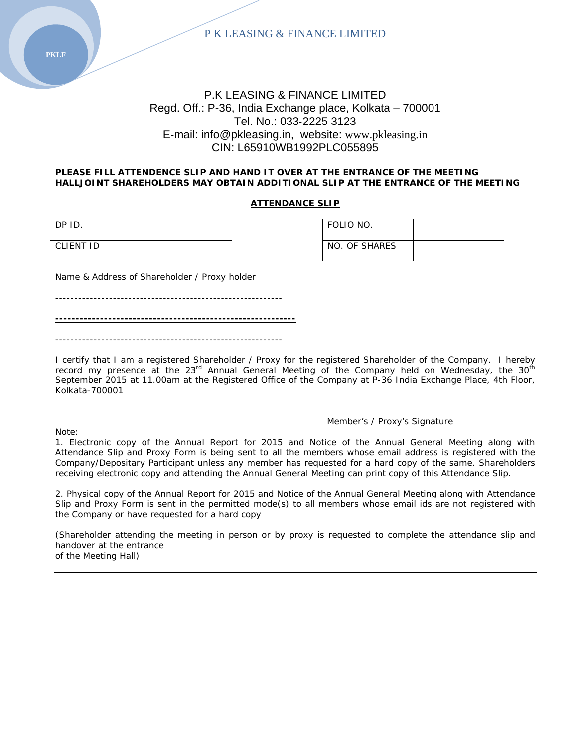PKLF

P K LEASING & FINANCE LIMITED

P.K LEASING & FINANCE LIMITED
Regd. Off.: P-36, India Exchange place, Kolkata – 700001
Tel. No.: 033-2225 3123
E-mail: info@pkleasing.in, website: www.pkleasing.in
CIN: L65910WB1992PLC055895

**PLEASE FILL ATTENDENCE SLIP AND HAND IT OVER AT THE ENTRANCE OF THE MEETING HALLJOINT SHAREHOLDERS MAY OBTAIN ADDITIONAL SLIP AT THE ENTRANCE OF THE MEETING**

**ATTENDANCE SLIP**

| DP ID. | |
|---|---|
| CLIENT ID | |

| FOLIO NO. | |
|---|---|
| NO. OF SHARES | |

Name & Address of Shareholder / Proxy holder

----------------------------------------------------------

----------------------------------------------------------

----------------------------------------------------------

I certify that I am a registered Shareholder / Proxy for the registered Shareholder of the Company. I hereby record my presence at the 23rd Annual General Meeting of the Company held on Wednesday, the 30th September 2015 at 11.00am at the Registered Office of the Company at P-36 India Exchange Place, 4th Floor, Kolkata-700001

Member's / Proxy's Signature

Note:

1. Electronic copy of the Annual Report for 2015 and Notice of the Annual General Meeting along with Attendance Slip and Proxy Form is being sent to all the members whose email address is registered with the Company/Depositary Participant unless any member has requested for a hard copy of the same. Shareholders receiving electronic copy and attending the Annual General Meeting can print copy of this Attendance Slip.

2. Physical copy of the Annual Report for 2015 and Notice of the Annual General Meeting along with Attendance Slip and Proxy Form is sent in the permitted mode(s) to all members whose email ids are not registered with the Company or have requested for a hard copy

(Shareholder attending the meeting in person or by proxy is requested to complete the attendance slip and handover at the entrance
of the Meeting Hall)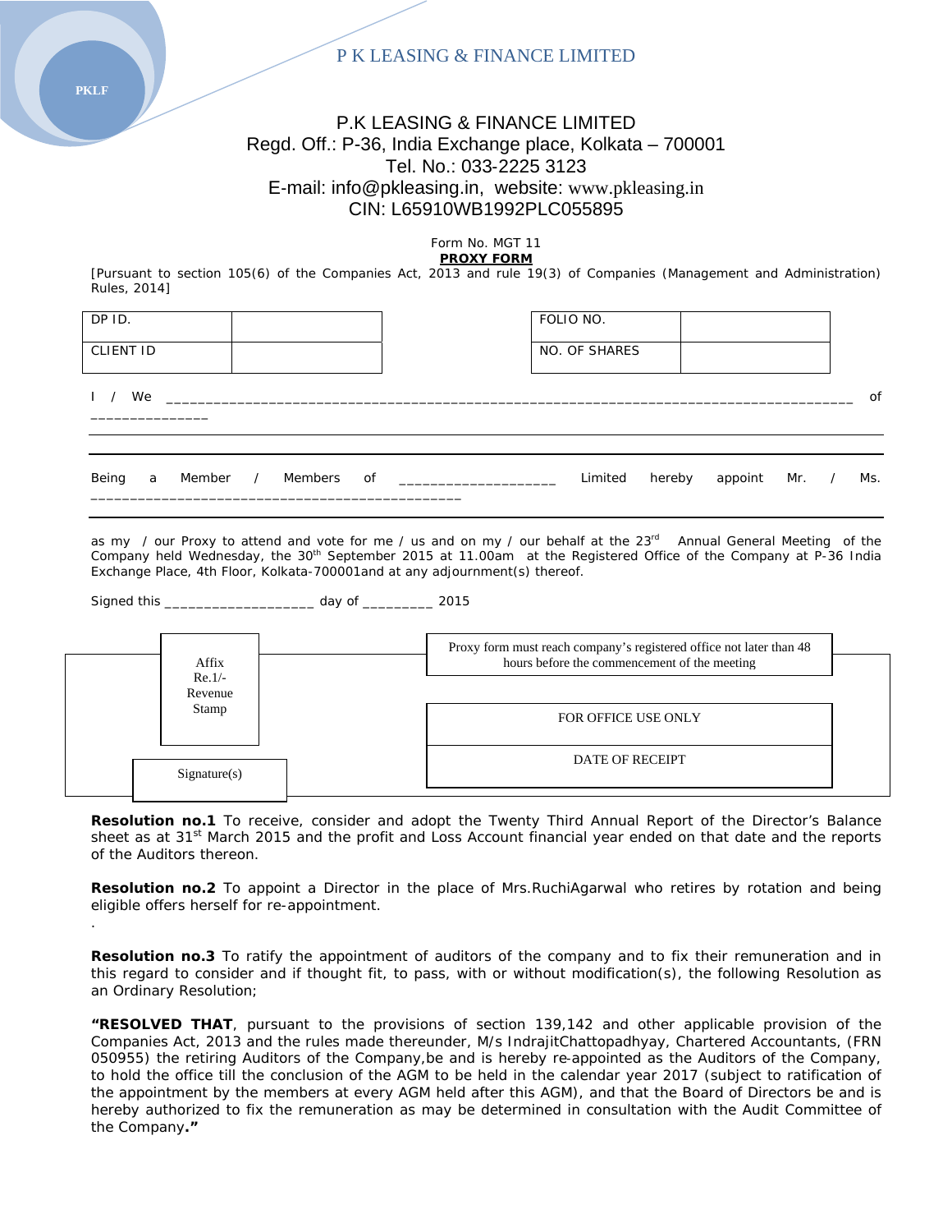P K LEASING & FINANCE LIMITED

PKLF

# P.K LEASING & FINANCE LIMITED

Regd. Off.: P-36, India Exchange place, Kolkata – 700001
Tel. No.: 033-2225 3123
E-mail: info@pkleasing.in, website: www.pkleasing.in
CIN: L65910WB1992PLC055895

Form No. MGT 11

**PROXY FORM**

[Pursuant to section 105(6) of the Companies Act, 2013 and rule 19(3) of Companies (Management and Administration) Rules, 2014]

| DP ID. | | | FOLIO NO. | |
|---|---|---|---|---|
| CLIENT ID | | | NO. OF SHARES | |

I / We ___________________________________________________________________________________ of _______________

Being a Member / Members of ____________________ Limited hereby appoint Mr. / Ms. _______________________________________________

as my / our Proxy to attend and vote for me / us and on my / our behalf at the 23rd Annual General Meeting of the Company held Wednesday, the 30th September 2015 at 11.00am at the Registered Office of the Company at P-36 India Exchange Place, 4th Floor, Kolkata-700001and at any adjournment(s) thereof.

Signed this ___________________ day of _________ 2015

Affix Re.1/- Revenue Stamp

Signature(s)

Proxy form must reach company's registered office not later than 48 hours before the commencement of the meeting

FOR OFFICE USE ONLY

DATE OF RECEIPT

**Resolution no.1** To receive, consider and adopt the Twenty Third Annual Report of the Director's Balance sheet as at 31st March 2015 and the profit and Loss Account financial year ended on that date and the reports of the Auditors thereon.

**Resolution no.2** To appoint a Director in the place of Mrs.RuchiAgarwal who retires by rotation and being eligible offers herself for re-appointment.

.

**Resolution no.3** To ratify the appointment of auditors of the company and to fix their remuneration and in this regard to consider and if thought fit, to pass, with or without modification(s), the following Resolution as an Ordinary Resolution;

**"RESOLVED THAT**, pursuant to the provisions of section 139,142 and other applicable provision of the Companies Act, 2013 and the rules made thereunder, M/s IndrajitChattopadhyay, Chartered Accountants, (FRN 050955) the retiring Auditors of the Company,be and is hereby re-appointed as the Auditors of the Company, to hold the office till the conclusion of the AGM to be held in the calendar year 2017 (subject to ratification of the appointment by the members at every AGM held after this AGM), and that the Board of Directors be and is hereby authorized to fix the remuneration as may be determined in consultation with the Audit Committee of the Company**."**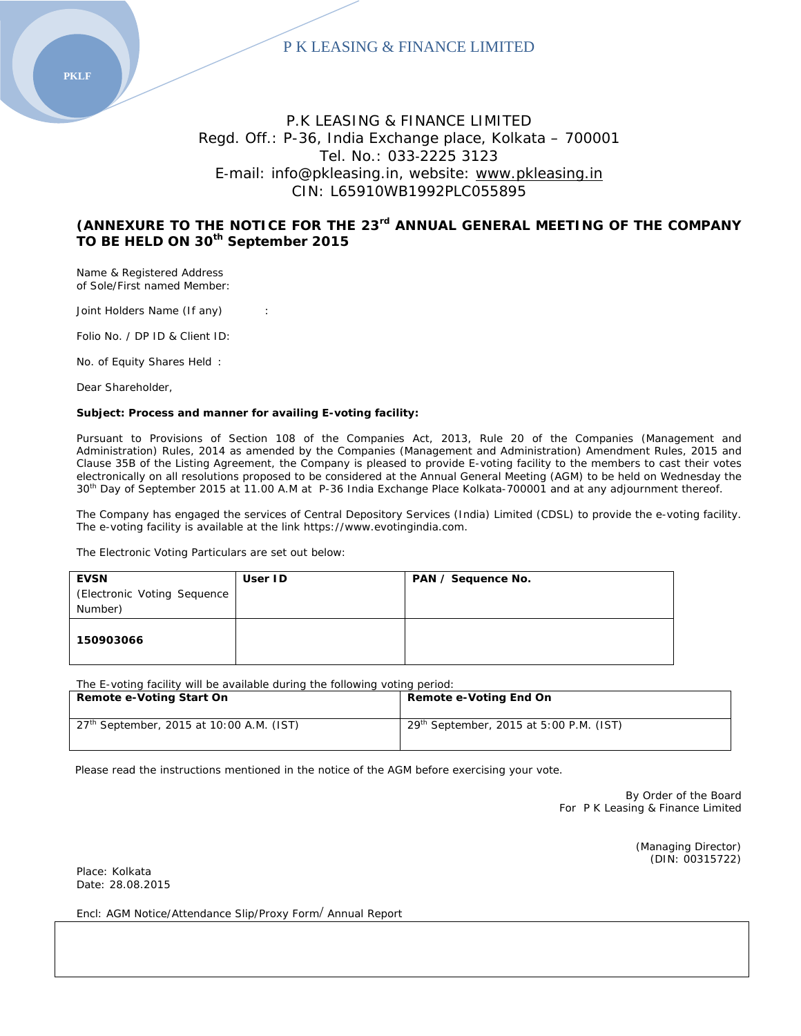P K LEASING & FINANCE LIMITED

P.K LEASING & FINANCE LIMITED
Regd. Off.: P-36, India Exchange place, Kolkata – 700001
Tel. No.: 033-2225 3123
E-mail: info@pkleasing.in, website: www.pkleasing.in
CIN: L65910WB1992PLC055895

## (ANNEXURE TO THE NOTICE FOR THE 23rd ANNUAL GENERAL MEETING OF THE COMPANY TO BE HELD ON 30th September 2015

Name & Registered Address
of Sole/First named Member:

Joint Holders Name (If any) :

Folio No. / DP ID & Client ID:

No. of Equity Shares Held :

Dear Shareholder,

**Subject: Process and manner for availing E-voting facility:**

Pursuant to Provisions of Section 108 of the Companies Act, 2013, Rule 20 of the Companies (Management and Administration) Rules, 2014 as amended by the Companies (Management and Administration) Amendment Rules, 2015 and Clause 35B of the Listing Agreement, the Company is pleased to provide E-voting facility to the members to cast their votes electronically on all resolutions proposed to be considered at the Annual General Meeting (AGM) to be held on Wednesday the 30th Day of September 2015 at 11.00 A.M at P-36 India Exchange Place Kolkata-700001 and at any adjournment thereof.

The Company has engaged the services of Central Depository Services (India) Limited (CDSL) to provide the e-voting facility. The e-voting facility is available at the link https://www.evotingindia.com.

The Electronic Voting Particulars are set out below:

| **EVSN** (Electronic Voting Sequence Number) | **User ID** | **PAN / Sequence No.** |
|---|---|---|
| **150903066** | | |

The E-voting facility will be available during the following voting period:

| **Remote e-Voting Start On** | **Remote e-Voting End On** |
|---|---|
| 27th September, 2015 at 10:00 A.M. (IST) | 29th September, 2015 at 5:00 P.M. (IST) |

Please read the instructions mentioned in the notice of the AGM before exercising your vote.

By Order of the Board
For P K Leasing & Finance Limited

(Managing Director)
(DIN: 00315722)

Place: Kolkata
Date: 28.08.2015

Encl: AGM Notice/Attendance Slip/Proxy Form/ Annual Report